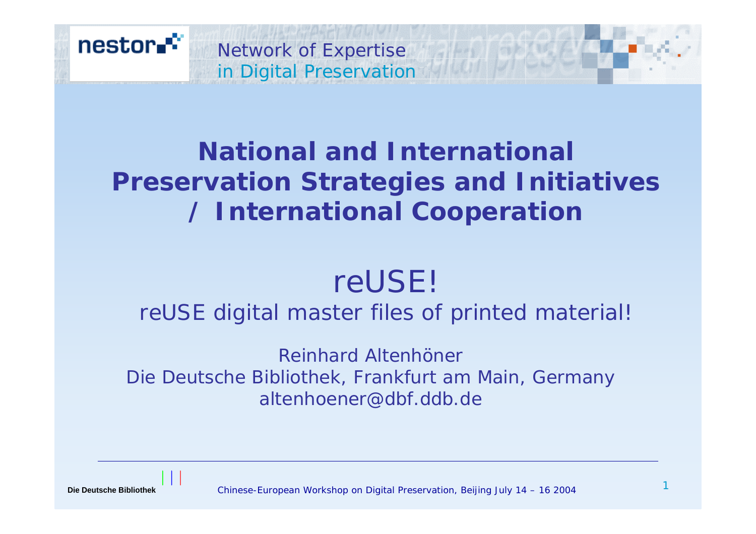nestor

Network of Expertise in Digital Preservation

# National and International Preservation Strategies and Initiatives / International Cooperation

## reUSE!

reUSE digital master files of printed material!

Reinhard Altenhöner
Die Deutsche Bibliothek, Frankfurt am Main, Germany
altenhoener@dbf.ddb.de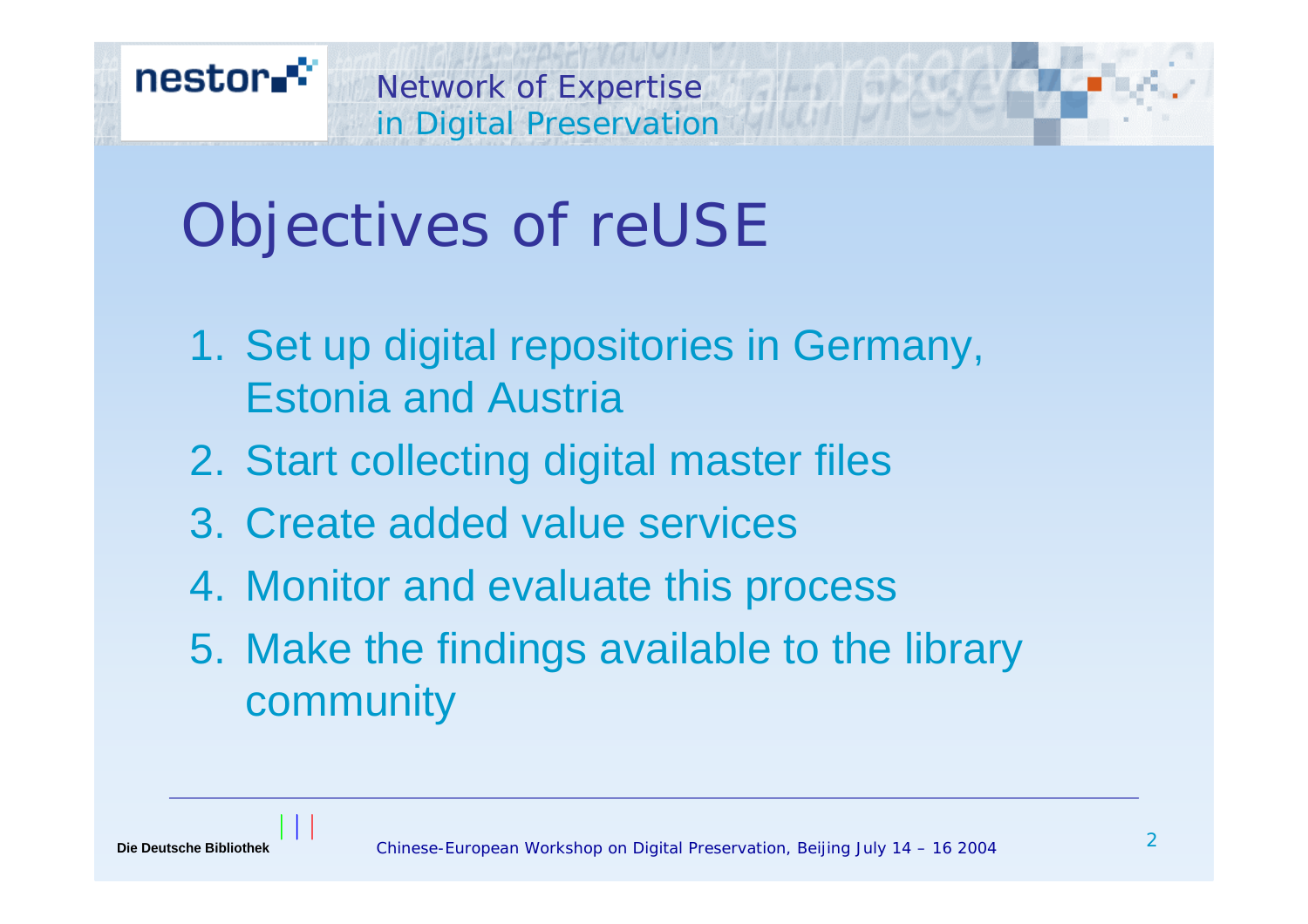# Objectives of reUSE

1. Set up digital repositories in Germany, Estonia and Austria
2. Start collecting digital master files
3. Create added value services
4. Monitor and evaluate this process
5. Make the findings available to the library community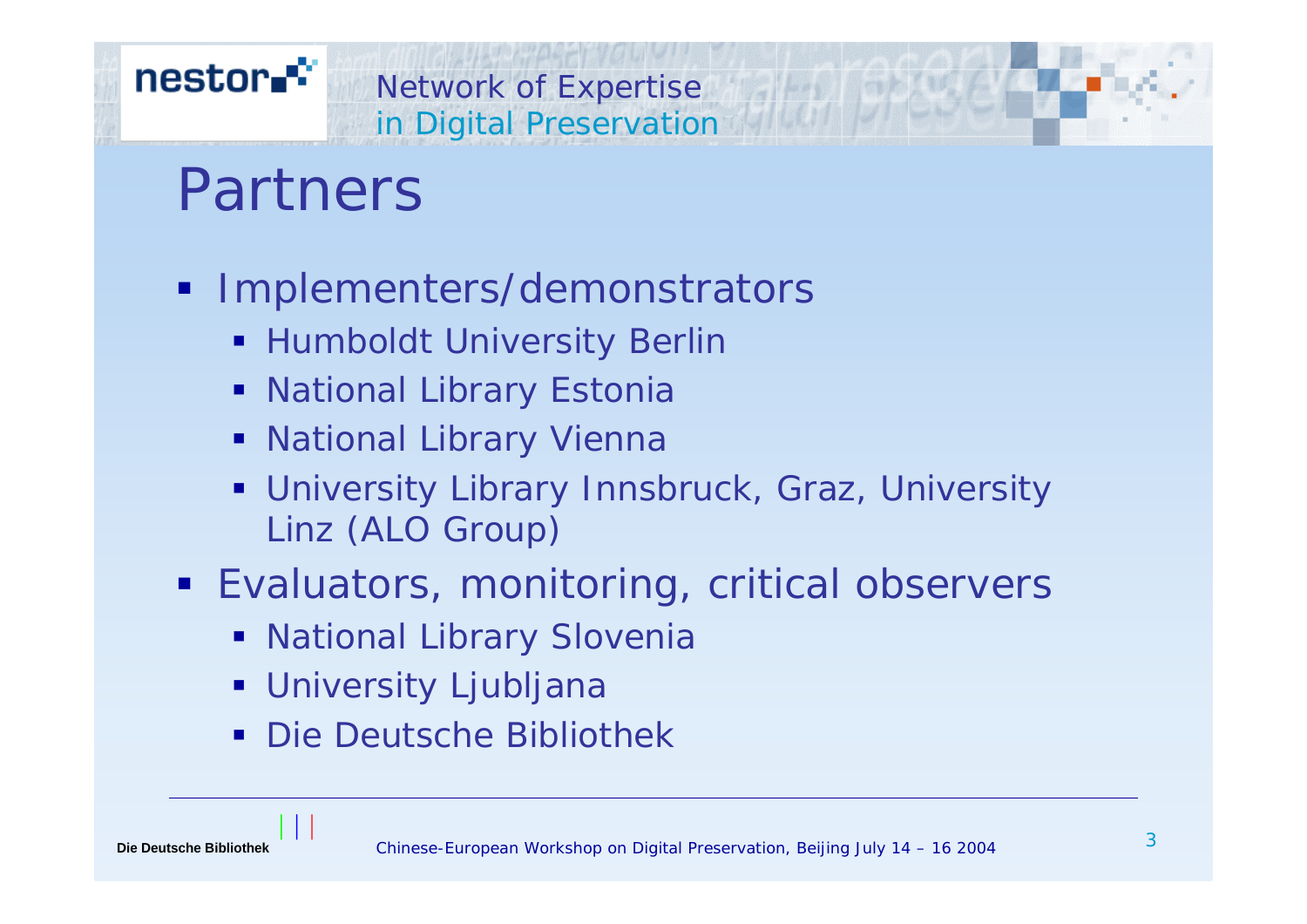# Partners

- Implementers/demonstrators
  - Humboldt University Berlin
  - National Library Estonia
  - National Library Vienna
  - University Library Innsbruck, Graz, University Linz (ALO Group)
- Evaluators, monitoring, critical observers
  - National Library Slovenia
  - University Ljubljana
  - Die Deutsche Bibliothek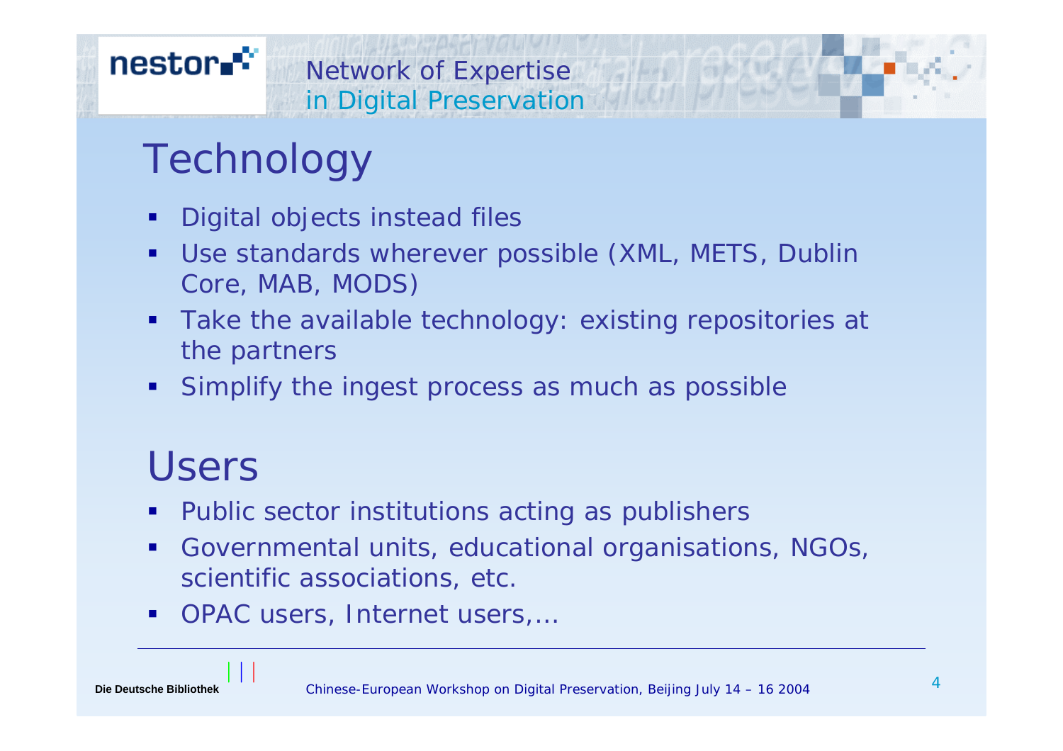# Technology

- Digital objects instead files
- Use standards wherever possible (XML, METS, Dublin Core, MAB, MODS)
- Take the available technology: existing repositories at the partners
- Simplify the ingest process as much as possible

# Users

- Public sector institutions acting as publishers
- Governmental units, educational organisations, NGOs, scientific associations, etc.
- OPAC users, Internet users,...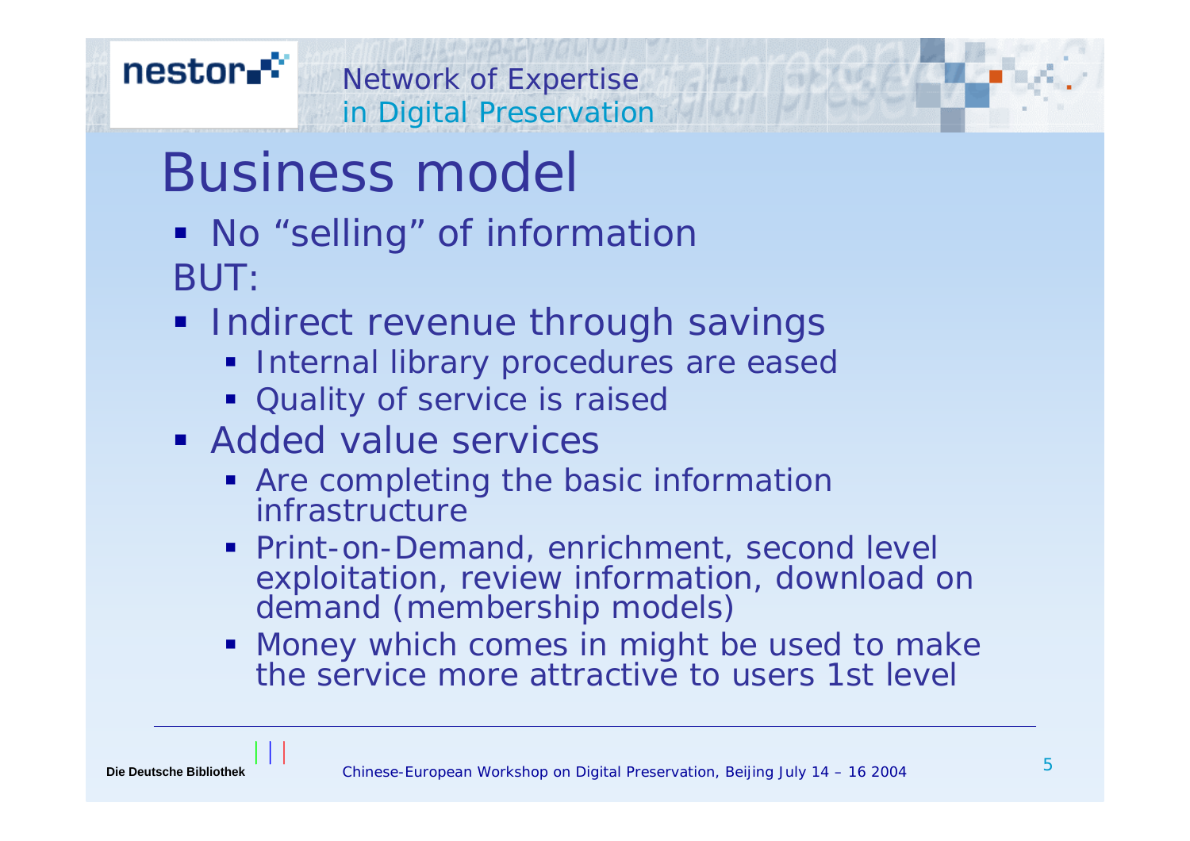# Business model

- No "selling" of information

BUT:

- Indirect revenue through savings
  - Internal library procedures are eased
  - Quality of service is raised
- Added value services
  - Are completing the basic information infrastructure
  - Print-on-Demand, enrichment, second level exploitation, review information, download on demand (membership models)
  - Money which comes in might be used to make the service more attractive to users 1st level